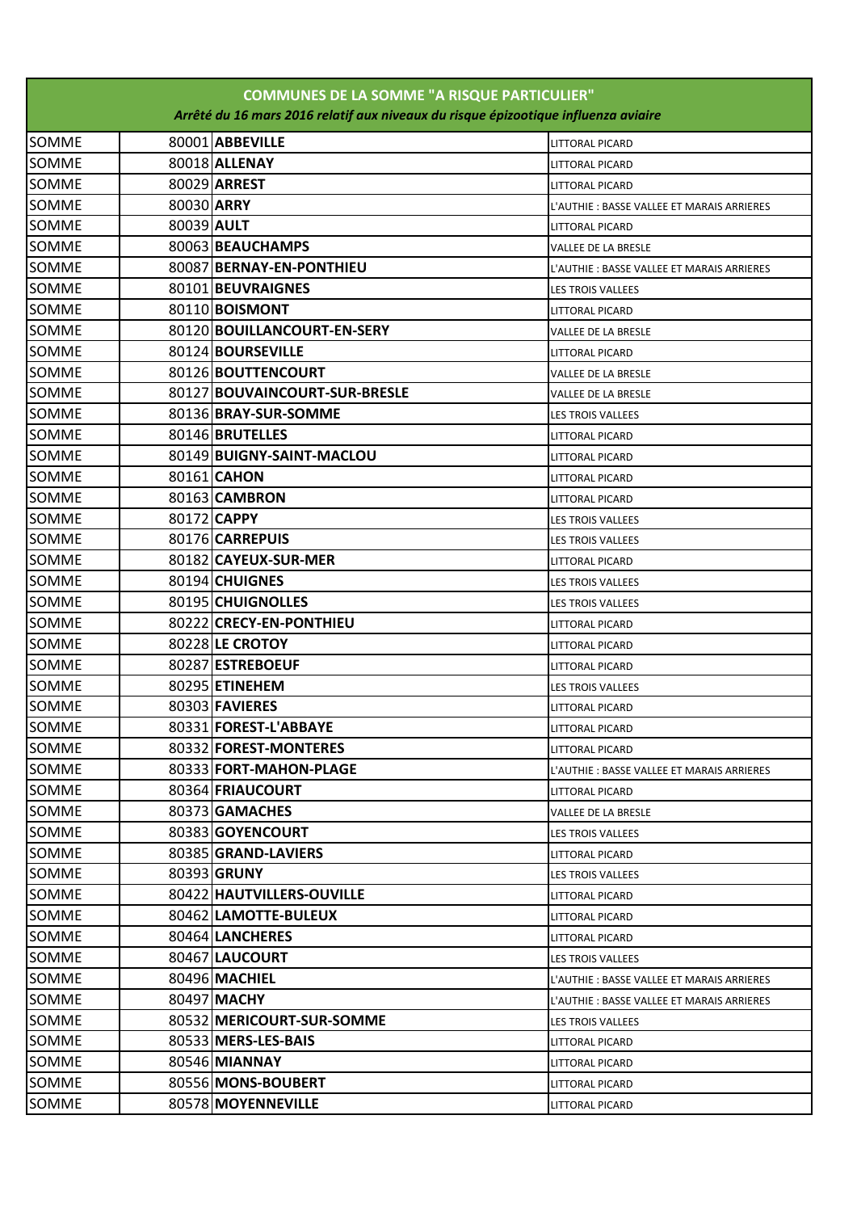| COMMUNES DE LA SOMME "A RISQUE PARTICULIER" | | | |
|---|---|---|---|
| *Arrêté du 16 mars 2016 relatif aux niveaux du risque épizootique influenza aviaire* | | | |
| SOMME | 80001 | **ABBEVILLE** | LITTORAL PICARD |
| SOMME | 80018 | **ALLENAY** | LITTORAL PICARD |
| SOMME | 80029 | **ARREST** | LITTORAL PICARD |
| SOMME | 80030 | **ARRY** | L'AUTHIE : BASSE VALLEE ET MARAIS ARRIERES |
| SOMME | 80039 | **AULT** | LITTORAL PICARD |
| SOMME | 80063 | **BEAUCHAMPS** | VALLEE DE LA BRESLE |
| SOMME | 80087 | **BERNAY-EN-PONTHIEU** | L'AUTHIE : BASSE VALLEE ET MARAIS ARRIERES |
| SOMME | 80101 | **BEUVRAIGNES** | LES TROIS VALLEES |
| SOMME | 80110 | **BOISMONT** | LITTORAL PICARD |
| SOMME | 80120 | **BOUILLANCOURT-EN-SERY** | VALLEE DE LA BRESLE |
| SOMME | 80124 | **BOURSEVILLE** | LITTORAL PICARD |
| SOMME | 80126 | **BOUTTENCOURT** | VALLEE DE LA BRESLE |
| SOMME | 80127 | **BOUVAINCOURT-SUR-BRESLE** | VALLEE DE LA BRESLE |
| SOMME | 80136 | **BRAY-SUR-SOMME** | LES TROIS VALLEES |
| SOMME | 80146 | **BRUTELLES** | LITTORAL PICARD |
| SOMME | 80149 | **BUIGNY-SAINT-MACLOU** | LITTORAL PICARD |
| SOMME | 80161 | **CAHON** | LITTORAL PICARD |
| SOMME | 80163 | **CAMBRON** | LITTORAL PICARD |
| SOMME | 80172 | **CAPPY** | LES TROIS VALLEES |
| SOMME | 80176 | **CARREPUIS** | LES TROIS VALLEES |
| SOMME | 80182 | **CAYEUX-SUR-MER** | LITTORAL PICARD |
| SOMME | 80194 | **CHUIGNES** | LES TROIS VALLEES |
| SOMME | 80195 | **CHUIGNOLLES** | LES TROIS VALLEES |
| SOMME | 80222 | **CRECY-EN-PONTHIEU** | LITTORAL PICARD |
| SOMME | 80228 | **LE CROTOY** | LITTORAL PICARD |
| SOMME | 80287 | **ESTREBOEUF** | LITTORAL PICARD |
| SOMME | 80295 | **ETINEHEM** | LES TROIS VALLEES |
| SOMME | 80303 | **FAVIERES** | LITTORAL PICARD |
| SOMME | 80331 | **FOREST-L'ABBAYE** | LITTORAL PICARD |
| SOMME | 80332 | **FOREST-MONTERES** | LITTORAL PICARD |
| SOMME | 80333 | **FORT-MAHON-PLAGE** | L'AUTHIE : BASSE VALLEE ET MARAIS ARRIERES |
| SOMME | 80364 | **FRIAUCOURT** | LITTORAL PICARD |
| SOMME | 80373 | **GAMACHES** | VALLEE DE LA BRESLE |
| SOMME | 80383 | **GOYENCOURT** | LES TROIS VALLEES |
| SOMME | 80385 | **GRAND-LAVIERS** | LITTORAL PICARD |
| SOMME | 80393 | **GRUNY** | LES TROIS VALLEES |
| SOMME | 80422 | **HAUTVILLERS-OUVILLE** | LITTORAL PICARD |
| SOMME | 80462 | **LAMOTTE-BULEUX** | LITTORAL PICARD |
| SOMME | 80464 | **LANCHERES** | LITTORAL PICARD |
| SOMME | 80467 | **LAUCOURT** | LES TROIS VALLEES |
| SOMME | 80496 | **MACHIEL** | L'AUTHIE : BASSE VALLEE ET MARAIS ARRIERES |
| SOMME | 80497 | **MACHY** | L'AUTHIE : BASSE VALLEE ET MARAIS ARRIERES |
| SOMME | 80532 | **MERICOURT-SUR-SOMME** | LES TROIS VALLEES |
| SOMME | 80533 | **MERS-LES-BAIS** | LITTORAL PICARD |
| SOMME | 80546 | **MIANNAY** | LITTORAL PICARD |
| SOMME | 80556 | **MONS-BOUBERT** | LITTORAL PICARD |
| SOMME | 80578 | **MOYENNEVILLE** | LITTORAL PICARD |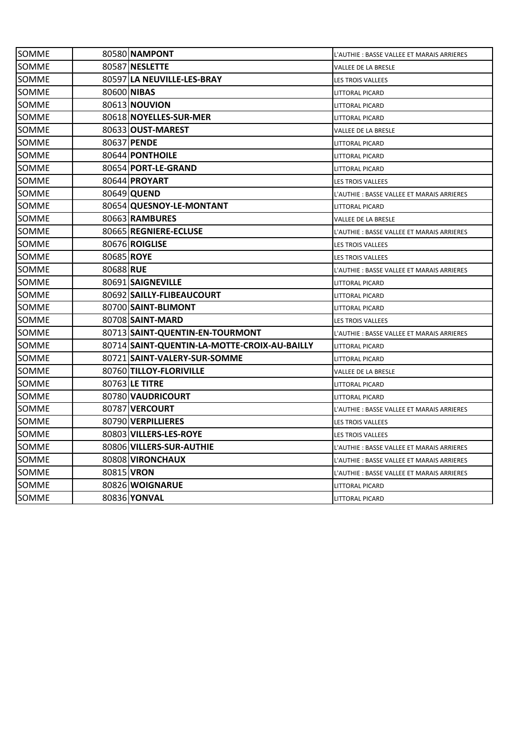| | | | |
|---|---|---|---|
| SOMME | 80580 | **NAMPONT** | L'AUTHIE : BASSE VALLEE ET MARAIS ARRIERES |
| SOMME | 80587 | **NESLETTE** | VALLEE DE LA BRESLE |
| SOMME | 80597 | **LA NEUVILLE-LES-BRAY** | LES TROIS VALLEES |
| SOMME | 80600 | **NIBAS** | LITTORAL PICARD |
| SOMME | 80613 | **NOUVION** | LITTORAL PICARD |
| SOMME | 80618 | **NOYELLES-SUR-MER** | LITTORAL PICARD |
| SOMME | 80633 | **OUST-MAREST** | VALLEE DE LA BRESLE |
| SOMME | 80637 | **PENDE** | LITTORAL PICARD |
| SOMME | 80644 | **PONTHOILE** | LITTORAL PICARD |
| SOMME | 80654 | **PORT-LE-GRAND** | LITTORAL PICARD |
| SOMME | 80644 | **PROYART** | LES TROIS VALLEES |
| SOMME | 80649 | **QUEND** | L'AUTHIE : BASSE VALLEE ET MARAIS ARRIERES |
| SOMME | 80654 | **QUESNOY-LE-MONTANT** | LITTORAL PICARD |
| SOMME | 80663 | **RAMBURES** | VALLEE DE LA BRESLE |
| SOMME | 80665 | **REGNIERE-ECLUSE** | L'AUTHIE : BASSE VALLEE ET MARAIS ARRIERES |
| SOMME | 80676 | **ROIGLISE** | LES TROIS VALLEES |
| SOMME | 80685 | **ROYE** | LES TROIS VALLEES |
| SOMME | 80688 | **RUE** | L'AUTHIE : BASSE VALLEE ET MARAIS ARRIERES |
| SOMME | 80691 | **SAIGNEVILLE** | LITTORAL PICARD |
| SOMME | 80692 | **SAILLY-FLIBEAUCOURT** | LITTORAL PICARD |
| SOMME | 80700 | **SAINT-BLIMONT** | LITTORAL PICARD |
| SOMME | 80708 | **SAINT-MARD** | LES TROIS VALLEES |
| SOMME | 80713 | **SAINT-QUENTIN-EN-TOURMONT** | L'AUTHIE : BASSE VALLEE ET MARAIS ARRIERES |
| SOMME | 80714 | **SAINT-QUENTIN-LA-MOTTE-CROIX-AU-BAILLY** | LITTORAL PICARD |
| SOMME | 80721 | **SAINT-VALERY-SUR-SOMME** | LITTORAL PICARD |
| SOMME | 80760 | **TILLOY-FLORIVILLE** | VALLEE DE LA BRESLE |
| SOMME | 80763 | **LE TITRE** | LITTORAL PICARD |
| SOMME | 80780 | **VAUDRICOURT** | LITTORAL PICARD |
| SOMME | 80787 | **VERCOURT** | L'AUTHIE : BASSE VALLEE ET MARAIS ARRIERES |
| SOMME | 80790 | **VERPILLIERES** | LES TROIS VALLEES |
| SOMME | 80803 | **VILLERS-LES-ROYE** | LES TROIS VALLEES |
| SOMME | 80806 | **VILLERS-SUR-AUTHIE** | L'AUTHIE : BASSE VALLEE ET MARAIS ARRIERES |
| SOMME | 80808 | **VIRONCHAUX** | L'AUTHIE : BASSE VALLEE ET MARAIS ARRIERES |
| SOMME | 80815 | **VRON** | L'AUTHIE : BASSE VALLEE ET MARAIS ARRIERES |
| SOMME | 80826 | **WOIGNARUE** | LITTORAL PICARD |
| SOMME | 80836 | **YONVAL** | LITTORAL PICARD |